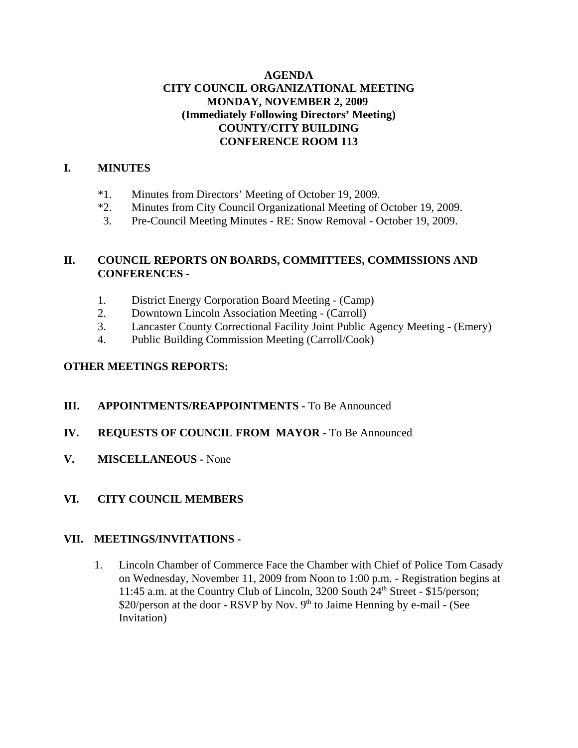**AGENDA**
**CITY COUNCIL ORGANIZATIONAL MEETING**
**MONDAY, NOVEMBER 2, 2009**
**(Immediately Following Directors' Meeting)**
**COUNTY/CITY BUILDING**
**CONFERENCE ROOM 113**

## I. MINUTES

*1. Minutes from Directors' Meeting of October 19, 2009.
*2. Minutes from City Council Organizational Meeting of October 19, 2009.
3. Pre-Council Meeting Minutes - RE: Snow Removal - October 19, 2009.

## II. COUNCIL REPORTS ON BOARDS, COMMITTEES, COMMISSIONS AND CONFERENCES -

1. District Energy Corporation Board Meeting - (Camp)
2. Downtown Lincoln Association Meeting - (Carroll)
3. Lancaster County Correctional Facility Joint Public Agency Meeting - (Emery)
4. Public Building Commission Meeting (Carroll/Cook)

**OTHER MEETINGS REPORTS:**

## III. APPOINTMENTS/REAPPOINTMENTS - To Be Announced

## IV. REQUESTS OF COUNCIL FROM MAYOR - To Be Announced

## V. MISCELLANEOUS - None

## VI. CITY COUNCIL MEMBERS

## VII. MEETINGS/INVITATIONS -

1. Lincoln Chamber of Commerce Face the Chamber with Chief of Police Tom Casady on Wednesday, November 11, 2009 from Noon to 1:00 p.m. - Registration begins at 11:45 a.m. at the Country Club of Lincoln, 3200 South 24th Street - $15/person; $20/person at the door - RSVP by Nov. 9th to Jaime Henning by e-mail - (See Invitation)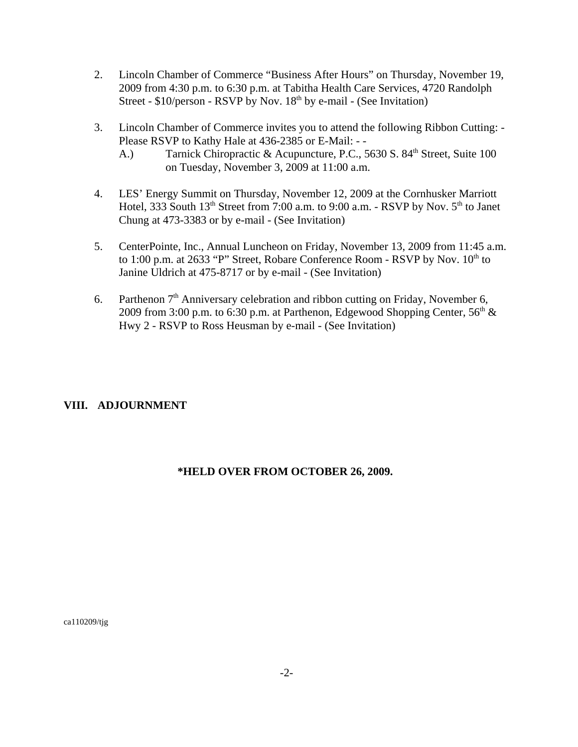2. Lincoln Chamber of Commerce "Business After Hours" on Thursday, November 19, 2009 from 4:30 p.m. to 6:30 p.m. at Tabitha Health Care Services, 4720 Randolph Street - $10/person - RSVP by Nov. 18th by e-mail - (See Invitation)

3. Lincoln Chamber of Commerce invites you to attend the following Ribbon Cutting: - Please RSVP to Kathy Hale at 436-2385 or E-Mail: - -
   A.) Tarnick Chiropractic & Acupuncture, P.C., 5630 S. 84th Street, Suite 100 on Tuesday, November 3, 2009 at 11:00 a.m.

4. LES' Energy Summit on Thursday, November 12, 2009 at the Cornhusker Marriott Hotel, 333 South 13th Street from 7:00 a.m. to 9:00 a.m. - RSVP by Nov. 5th to Janet Chung at 473-3383 or by e-mail - (See Invitation)

5. CenterPointe, Inc., Annual Luncheon on Friday, November 13, 2009 from 11:45 a.m. to 1:00 p.m. at 2633 "P" Street, Robare Conference Room - RSVP by Nov. 10th to Janine Uldrich at 475-8717 or by e-mail - (See Invitation)

6. Parthenon 7th Anniversary celebration and ribbon cutting on Friday, November 6, 2009 from 3:00 p.m. to 6:30 p.m. at Parthenon, Edgewood Shopping Center, 56th & Hwy 2 - RSVP to Ross Heusman by e-mail - (See Invitation)

## VIII. ADJOURNMENT

**\*HELD OVER FROM OCTOBER 26, 2009.**

ca110209/tjg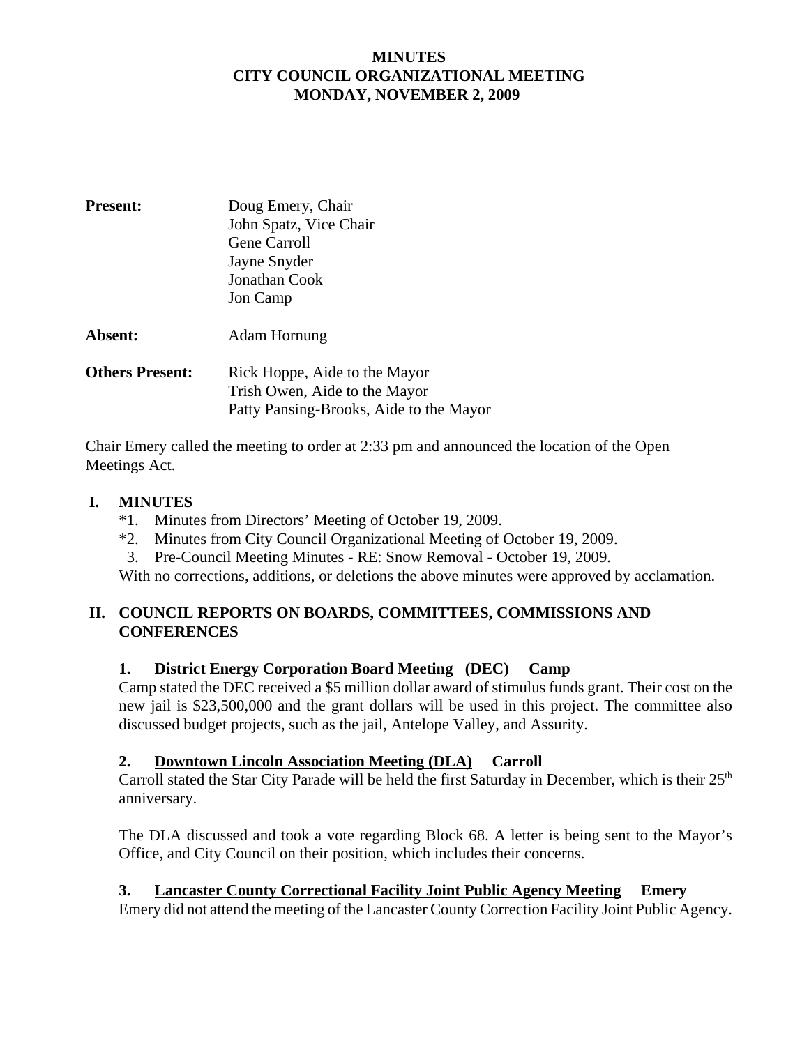**MINUTES**
**CITY COUNCIL ORGANIZATIONAL MEETING**
**MONDAY, NOVEMBER 2, 2009**

**Present:** Doug Emery, Chair
John Spatz, Vice Chair
Gene Carroll
Jayne Snyder
Jonathan Cook
Jon Camp

**Absent:** Adam Hornung

**Others Present:** Rick Hoppe, Aide to the Mayor
Trish Owen, Aide to the Mayor
Patty Pansing-Brooks, Aide to the Mayor

Chair Emery called the meeting to order at 2:33 pm and announced the location of the Open Meetings Act.

## I. MINUTES

*1. Minutes from Directors' Meeting of October 19, 2009.
*2. Minutes from City Council Organizational Meeting of October 19, 2009.
3. Pre-Council Meeting Minutes - RE: Snow Removal - October 19, 2009.

With no corrections, additions, or deletions the above minutes were approved by acclamation.

## II. COUNCIL REPORTS ON BOARDS, COMMITTEES, COMMISSIONS AND CONFERENCES

### 1. District Energy Corporation Board Meeting (DEC) Camp

Camp stated the DEC received a $5 million dollar award of stimulus funds grant. Their cost on the new jail is $23,500,000 and the grant dollars will be used in this project. The committee also discussed budget projects, such as the jail, Antelope Valley, and Assurity.

### 2. Downtown Lincoln Association Meeting (DLA) Carroll

Carroll stated the Star City Parade will be held the first Saturday in December, which is their 25th anniversary.

The DLA discussed and took a vote regarding Block 68. A letter is being sent to the Mayor's Office, and City Council on their position, which includes their concerns.

### 3. Lancaster County Correctional Facility Joint Public Agency Meeting Emery

Emery did not attend the meeting of the Lancaster County Correction Facility Joint Public Agency.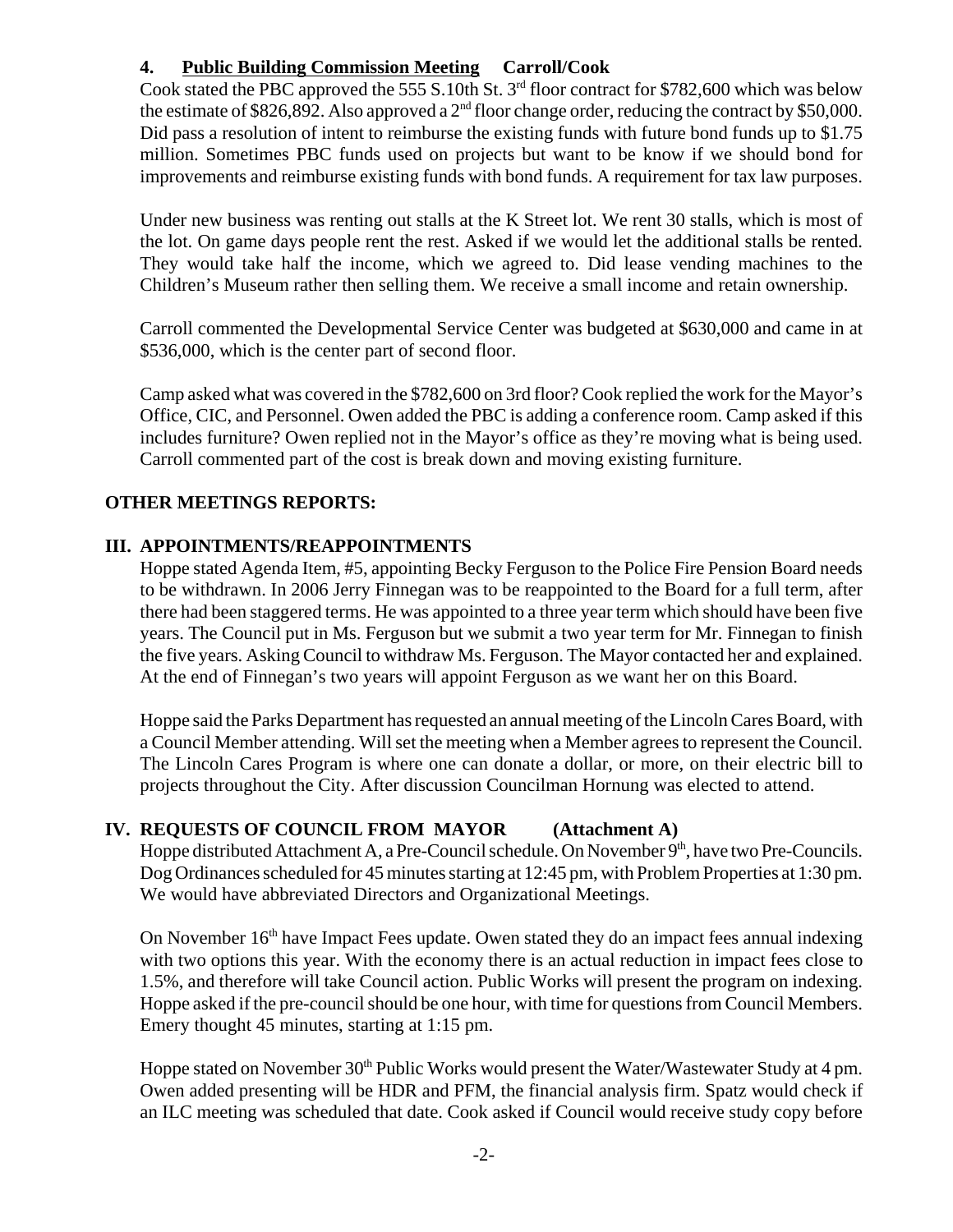### 4. Public Building Commission Meeting Carroll/Cook

Cook stated the PBC approved the 555 S.10th St. 3rd floor contract for $782,600 which was below the estimate of $826,892. Also approved a 2nd floor change order, reducing the contract by $50,000. Did pass a resolution of intent to reimburse the existing funds with future bond funds up to $1.75 million. Sometimes PBC funds used on projects but want to be know if we should bond for improvements and reimburse existing funds with bond funds. A requirement for tax law purposes.

Under new business was renting out stalls at the K Street lot. We rent 30 stalls, which is most of the lot. On game days people rent the rest. Asked if we would let the additional stalls be rented. They would take half the income, which we agreed to. Did lease vending machines to the Children's Museum rather then selling them. We receive a small income and retain ownership.

Carroll commented the Developmental Service Center was budgeted at $630,000 and came in at $536,000, which is the center part of second floor.

Camp asked what was covered in the $782,600 on 3rd floor? Cook replied the work for the Mayor's Office, CIC, and Personnel. Owen added the PBC is adding a conference room. Camp asked if this includes furniture? Owen replied not in the Mayor's office as they're moving what is being used. Carroll commented part of the cost is break down and moving existing furniture.

## OTHER MEETINGS REPORTS:

## III. APPOINTMENTS/REAPPOINTMENTS

Hoppe stated Agenda Item, #5, appointing Becky Ferguson to the Police Fire Pension Board needs to be withdrawn. In 2006 Jerry Finnegan was to be reappointed to the Board for a full term, after there had been staggered terms. He was appointed to a three year term which should have been five years. The Council put in Ms. Ferguson but we submit a two year term for Mr. Finnegan to finish the five years. Asking Council to withdraw Ms. Ferguson. The Mayor contacted her and explained. At the end of Finnegan's two years will appoint Ferguson as we want her on this Board.

Hoppe said the Parks Department has requested an annual meeting of the Lincoln Cares Board, with a Council Member attending. Will set the meeting when a Member agrees to represent the Council. The Lincoln Cares Program is where one can donate a dollar, or more, on their electric bill to projects throughout the City. After discussion Councilman Hornung was elected to attend.

## IV. REQUESTS OF COUNCIL FROM MAYOR (Attachment A)

Hoppe distributed Attachment A, a Pre-Council schedule. On November 9th, have two Pre-Councils. Dog Ordinances scheduled for 45 minutes starting at 12:45 pm, with Problem Properties at 1:30 pm. We would have abbreviated Directors and Organizational Meetings.

On November 16th have Impact Fees update. Owen stated they do an impact fees annual indexing with two options this year. With the economy there is an actual reduction in impact fees close to 1.5%, and therefore will take Council action. Public Works will present the program on indexing. Hoppe asked if the pre-council should be one hour, with time for questions from Council Members. Emery thought 45 minutes, starting at 1:15 pm.

Hoppe stated on November 30th Public Works would present the Water/Wastewater Study at 4 pm. Owen added presenting will be HDR and PFM, the financial analysis firm. Spatz would check if an ILC meeting was scheduled that date. Cook asked if Council would receive study copy before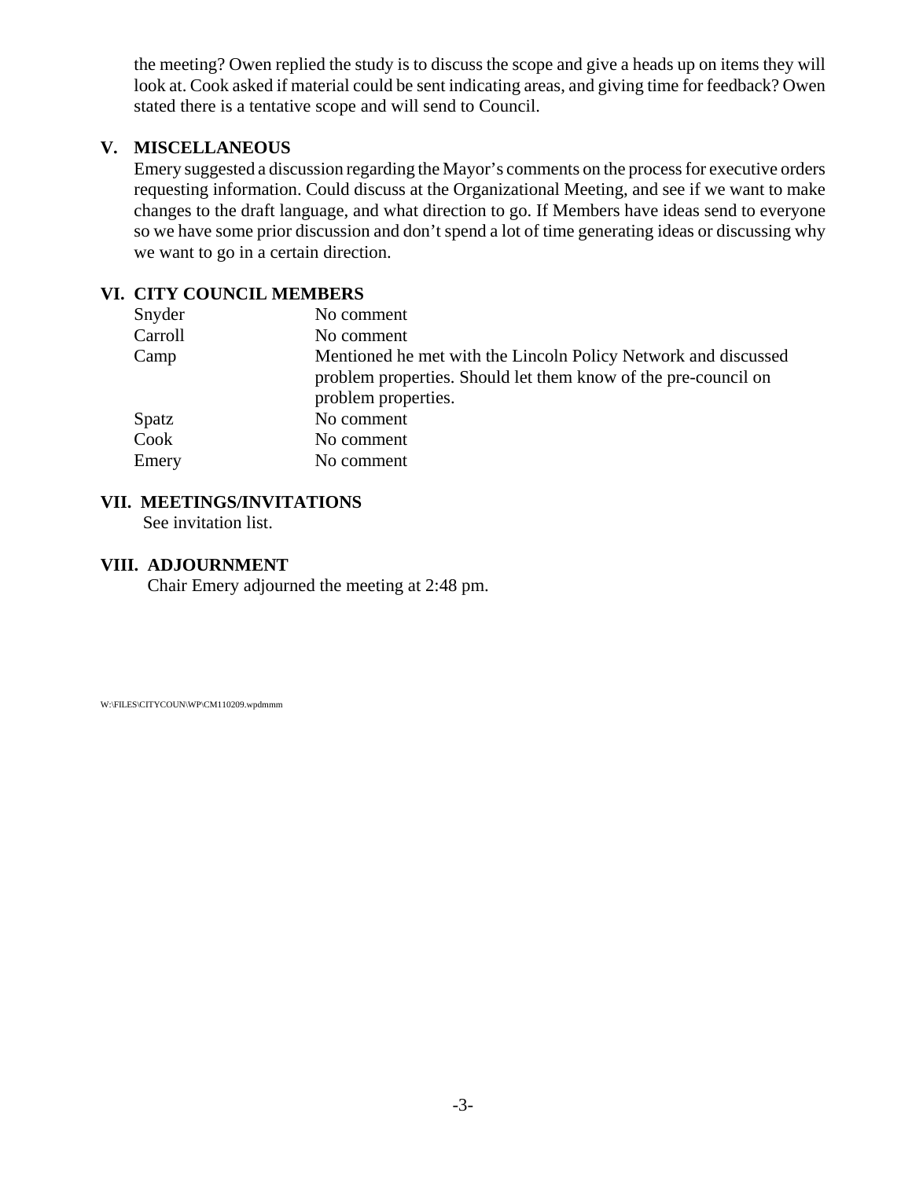the meeting? Owen replied the study is to discuss the scope and give a heads up on items they will look at. Cook asked if material could be sent indicating areas, and giving time for feedback? Owen stated there is a tentative scope and will send to Council.

## V. MISCELLANEOUS

Emery suggested a discussion regarding the Mayor's comments on the process for executive orders requesting information. Could discuss at the Organizational Meeting, and see if we want to make changes to the draft language, and what direction to go. If Members have ideas send to everyone so we have some prior discussion and don't spend a lot of time generating ideas or discussing why we want to go in a certain direction.

## VI. CITY COUNCIL MEMBERS

| | |
|---|---|
| Snyder | No comment |
| Carroll | No comment |
| Camp | Mentioned he met with the Lincoln Policy Network and discussed problem properties. Should let them know of the pre-council on problem properties. |
| Spatz | No comment |
| Cook | No comment |
| Emery | No comment |

## VII. MEETINGS/INVITATIONS

See invitation list.

## VIII. ADJOURNMENT

Chair Emery adjourned the meeting at 2:48 pm.

W:\FILES\CITYCOUN\WP\CM110209.wpdmmm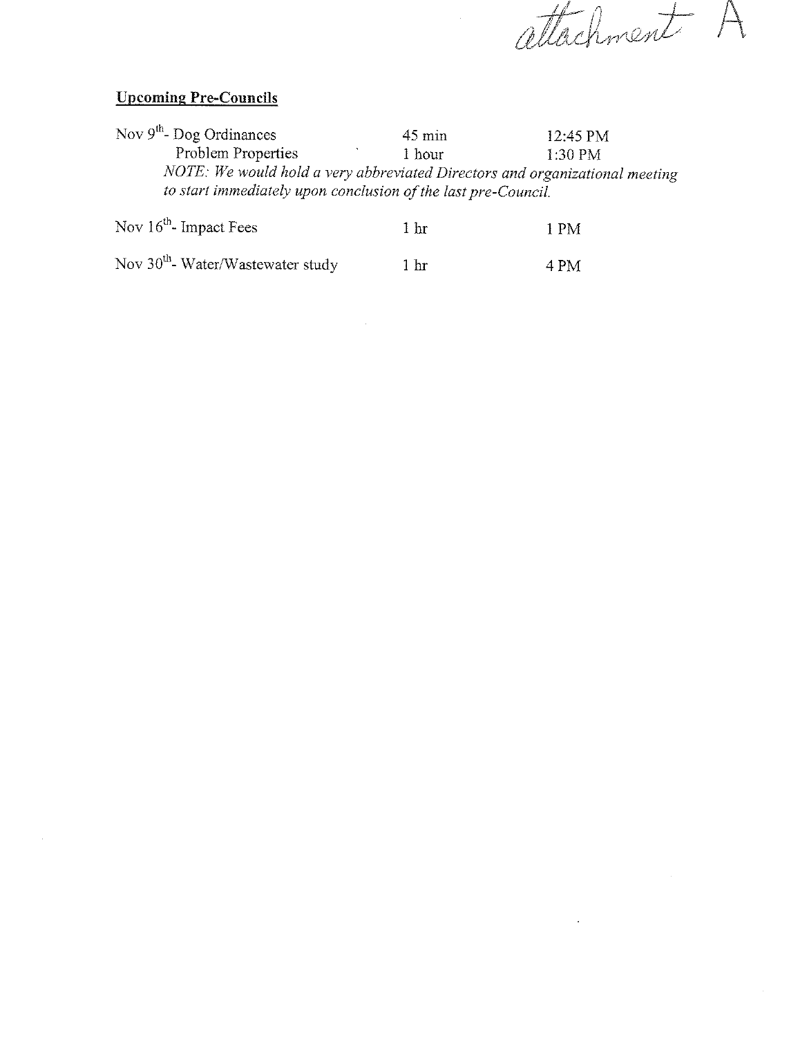attachment A

**Upcoming Pre-Councils**

| | | |
|---|---|---|
| Nov 9th- Dog Ordinances | 45 min | 12:45 PM |
| Problem Properties | 1 hour | 1:30 PM |

*NOTE: We would hold a very abbreviated Directors and organizational meeting to start immediately upon conclusion of the last pre-Council.*

| | | |
|---|---|---|
| Nov 16th- Impact Fees | 1 hr | 1 PM |
| Nov 30th- Water/Wastewater study | 1 hr | 4 PM |